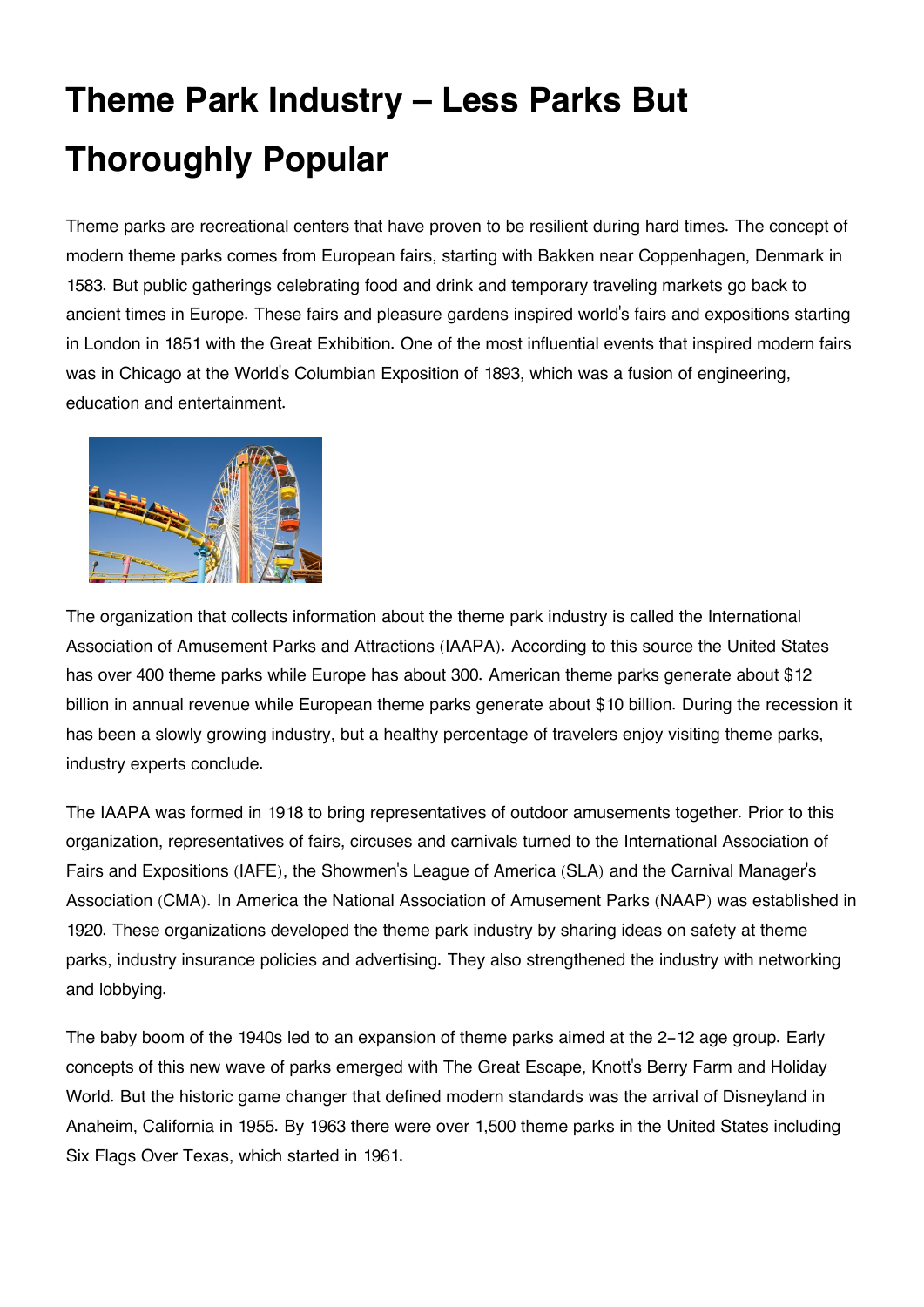# Theme Park Industry – Less Parks But Thoroughly Popular

Theme parks are recreational centers that have proven to be resilient during hard times. The concept of modern theme parks comes from European fairs, starting with Bakken near Coppenhagen, Denmark in 1583. But public gatherings celebrating food and drink and temporary traveling markets go back to ancient times in Europe. These fairs and pleasure gardens inspired world's fairs and expositions starting in London in 1851 with the Great Exhibition. One of the most influential events that inspired modern fairs was in Chicago at the World's Columbian Exposition of 1893, which was a fusion of engineering, education and entertainment.

The organization that collects information about the theme park industry is called the International Association of Amusement Parks and Attractions (IAAPA). According to this source the United States has over 400 theme parks while Europe has about 300. American theme parks generate about $12 billion in annual revenue while European theme parks generate about $10 billion. During the recession it has been a slowly growing industry, but a healthy percentage of travelers enjoy visiting theme parks, industry experts conclude.

The IAAPA was formed in 1918 to bring representatives of outdoor amusements together. Prior to this organization, representatives of fairs, circuses and carnivals turned to the International Association of Fairs and Expositions (IAFE), the Showmen's League of America (SLA) and the Carnival Manager's Association (CMA). In America the National Association of Amusement Parks (NAAP) was established in 1920. These organizations developed the theme park industry by sharing ideas on safety at theme parks, industry insurance policies and advertising. They also strengthened the industry with networking and lobbying.

The baby boom of the 1940s led to an expansion of theme parks aimed at the 2-12 age group. Early concepts of this new wave of parks emerged with The Great Escape, Knott's Berry Farm and Holiday World. But the historic game changer that defined modern standards was the arrival of Disneyland in Anaheim, California in 1955. By 1963 there were over 1,500 theme parks in the United States including Six Flags Over Texas, which started in 1961.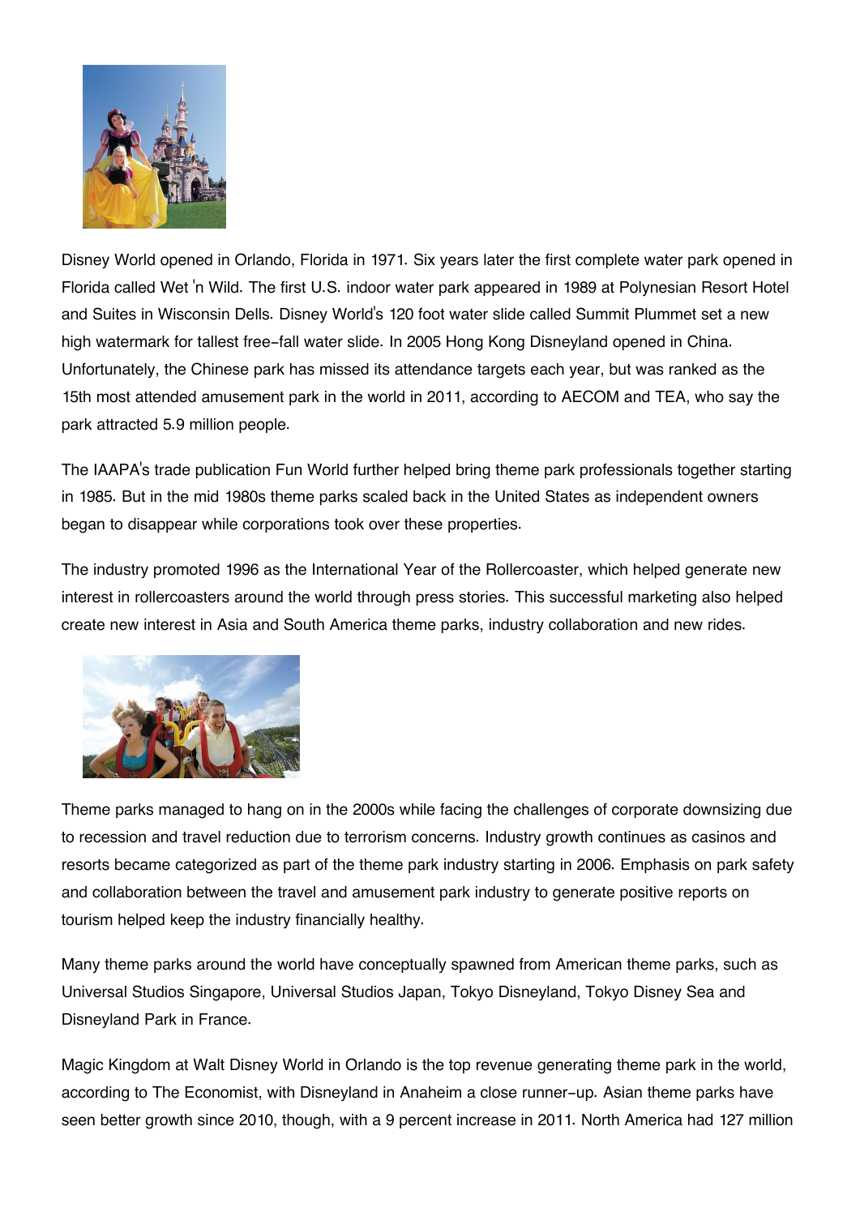Disney World opened in Orlando, Florida in 1971. Six years later the first complete water park opened in Florida called Wet 'n Wild. The first U.S. indoor water park appeared in 1989 at Polynesian Resort Hotel and Suites in Wisconsin Dells. Disney World's 120 foot water slide called Summit Plummet set a new high watermark for tallest free-fall water slide. In 2005 Hong Kong Disneyland opened in China. Unfortunately, the Chinese park has missed its attendance targets each year, but was ranked as the 15th most attended amusement park in the world in 2011, according to AECOM and TEA, who say the park attracted 5.9 million people.

The IAAPA's trade publication Fun World further helped bring theme park professionals together starting in 1985. But in the mid 1980s theme parks scaled back in the United States as independent owners began to disappear while corporations took over these properties.

The industry promoted 1996 as the International Year of the Rollercoaster, which helped generate new interest in rollercoasters around the world through press stories. This successful marketing also helped create new interest in Asia and South America theme parks, industry collaboration and new rides.

Theme parks managed to hang on in the 2000s while facing the challenges of corporate downsizing due to recession and travel reduction due to terrorism concerns. Industry growth continues as casinos and resorts became categorized as part of the theme park industry starting in 2006. Emphasis on park safety and collaboration between the travel and amusement park industry to generate positive reports on tourism helped keep the industry financially healthy.

Many theme parks around the world have conceptually spawned from American theme parks, such as Universal Studios Singapore, Universal Studios Japan, Tokyo Disneyland, Tokyo Disney Sea and Disneyland Park in France.

Magic Kingdom at Walt Disney World in Orlando is the top revenue generating theme park in the world, according to The Economist, with Disneyland in Anaheim a close runner-up. Asian theme parks have seen better growth since 2010, though, with a 9 percent increase in 2011. North America had 127 million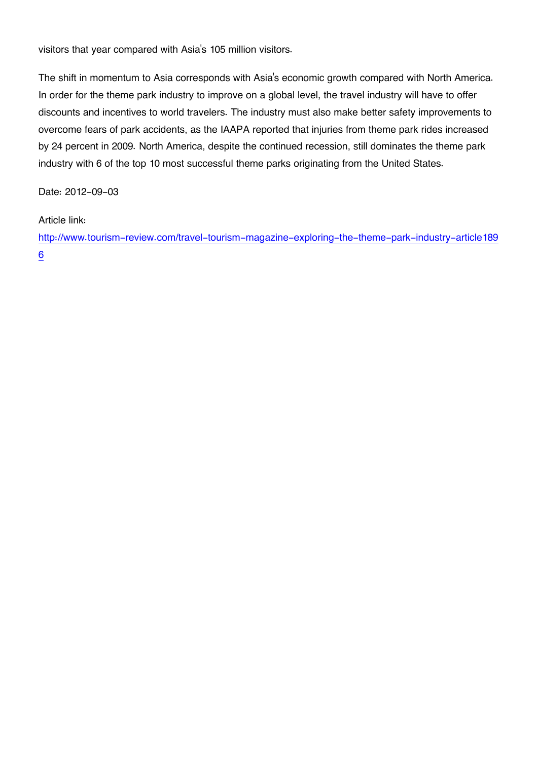visitors that year compared with Asia's 105 million visitors.

The shift in momentum to Asia corresponds with Asia's economic growth compared with North America. In order for the theme park industry to improve on a global level, the travel industry will have to offer discounts and incentives to world travelers. The industry must also make better safety improvements to overcome fears of park accidents, as the IAAPA reported that injuries from theme park rides increased by 24 percent in 2009. North America, despite the continued recession, still dominates the theme park industry with 6 of the top 10 most successful theme parks originating from the United States.

Date: 2012-09-03

Article link:
[http://www.tourism-review.com/travel-tourism-magazine-exploring-the-theme-park-industry-article1896](http://www.tourism-review.com/travel-tourism-magazine-exploring-the-theme-park-industry-article1896)